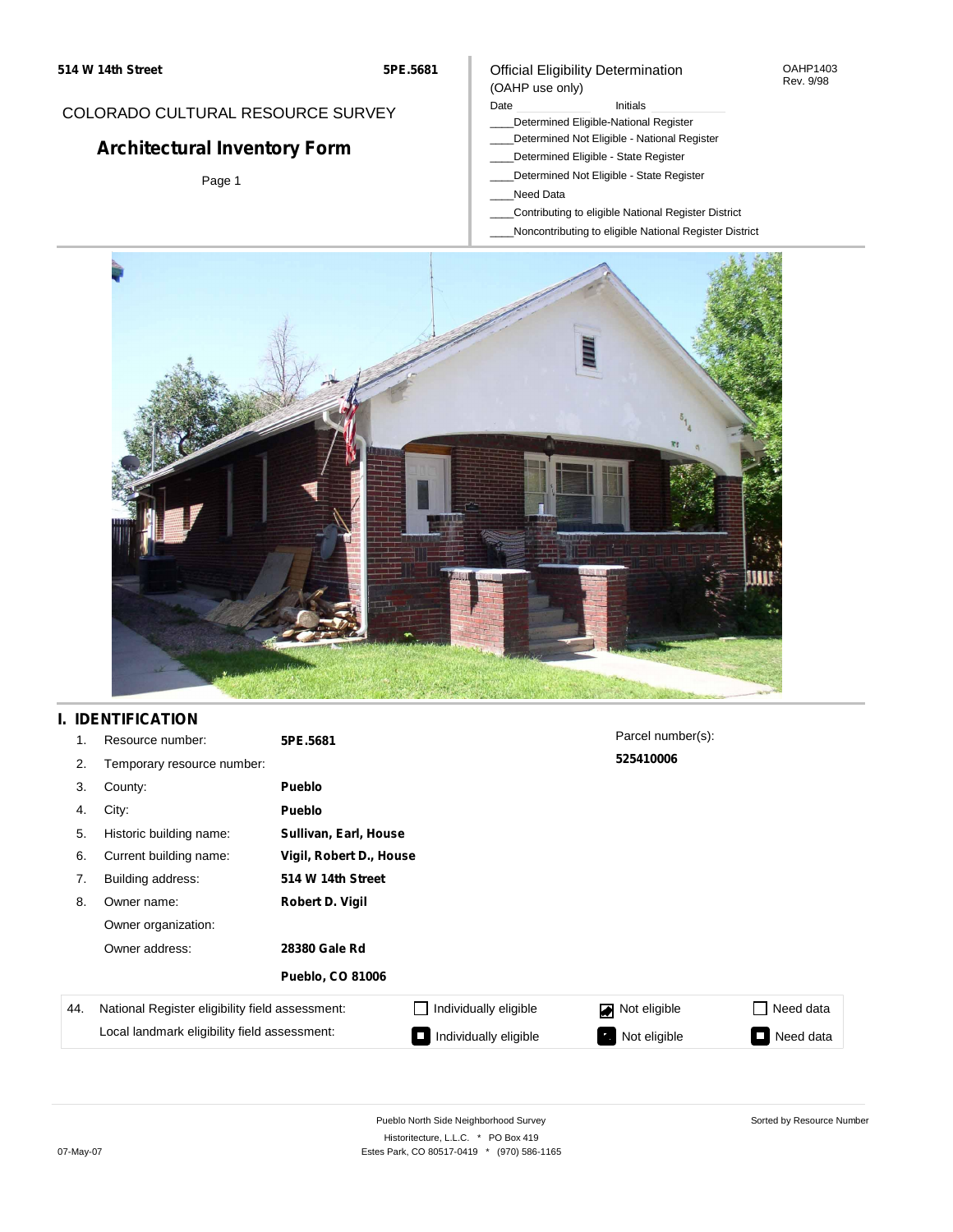514 W 14th Street — 5PE.5681

COLORADO CULTURAL RESOURCE SURVEY

# Architectural Inventory Form

Page 1

Official Eligibility Determination (OAHP use only)

OAHP1403 Rev. 9/98

Date ______ Initials ______

____Determined Eligible-National Register
____Determined Not Eligible - National Register
____Determined Eligible - State Register
____Determined Not Eligible - State Register
____Need Data
____Contributing to eligible National Register District
____Noncontributing to eligible National Register District

## I. IDENTIFICATION

1. Resource number: **5PE.5681**
2. Temporary resource number:
3. County: **Pueblo**
4. City: **Pueblo**
5. Historic building name: **Sullivan, Earl, House**
6. Current building name: **Vigil, Robert D., House**
7. Building address: **514 W 14th Street**
8. Owner name: **Robert D. Vigil**

   Owner organization:

   Owner address: **28380 Gale Rd**

   **Pueblo, CO 81006**

Parcel number(s): **525410006**

| 44. | | | | |
|---|---|---|---|---|
| National Register eligibility field assessment: | ☐ Individually eligible | ☑ Not eligible | ☐ Need data |
| Local landmark eligibility field assessment: | ☐ Individually eligible | ☐ Not eligible | ☐ Need data |

Pueblo North Side Neighborhood Survey
Historitecture, L.L.C. * PO Box 419
Estes Park, CO 80517-0419 * (970) 586-1165

07-May-07

Sorted by Resource Number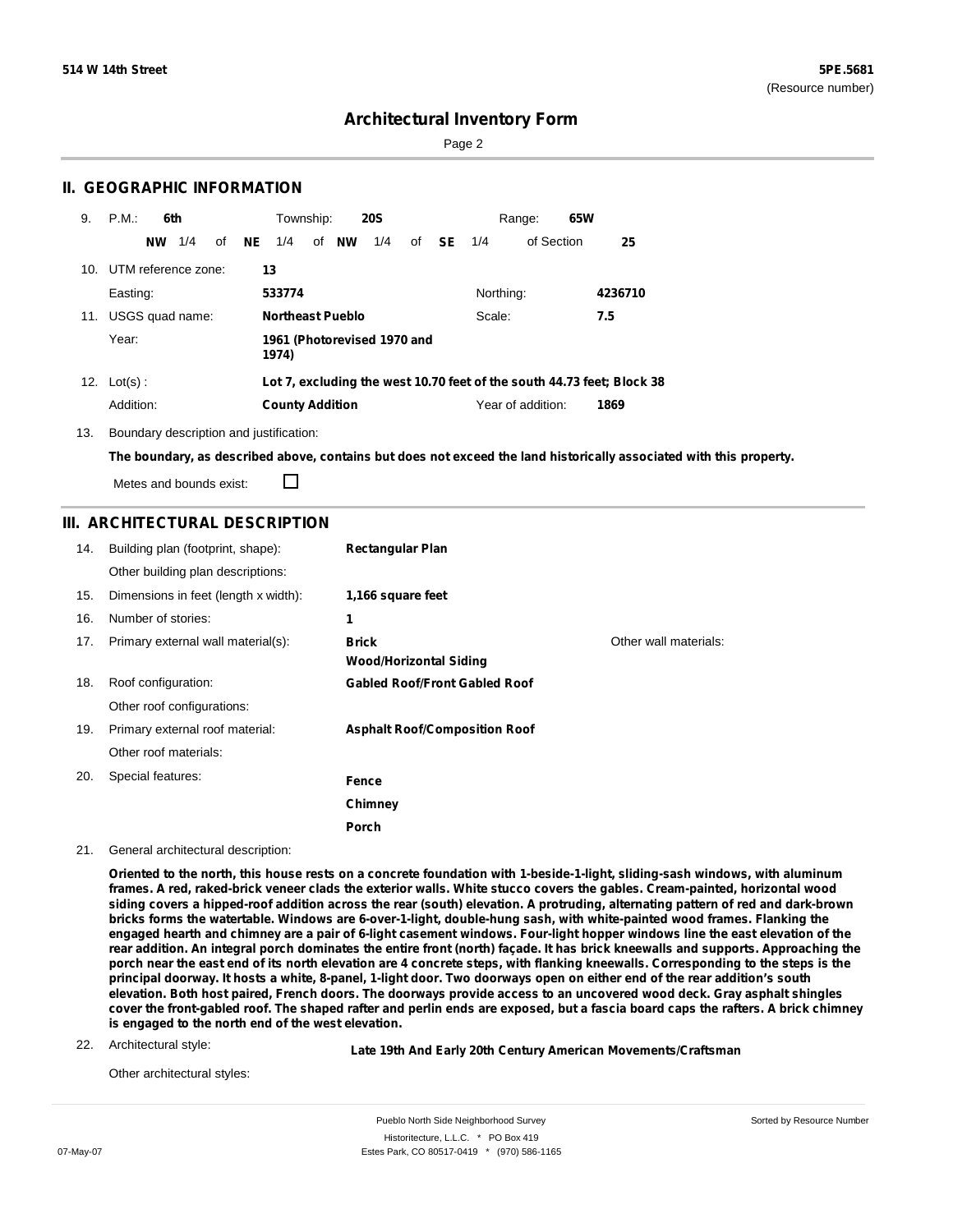514 W 14th Street

5PE.5681
(Resource number)

# Architectural Inventory Form

## II. GEOGRAPHIC INFORMATION

9. P.M.: **6th** Township: **20S** Range: **65W**

**NW** 1/4 of **NE** 1/4 of **NW** 1/4 of **SE** 1/4 of Section **25**

10. UTM reference zone: **13**

Easting: **533774** Northing: **4236710**

11. USGS quad name: **Northeast Pueblo** Scale: **7.5**

Year: **1961 (Photorevised 1970 and 1974)**

12. Lot(s) : **Lot 7, excluding the west 10.70 feet of the south 44.73 feet; Block 38**

Addition: **County Addition** Year of addition: **1869**

13. Boundary description and justification:

**The boundary, as described above, contains but does not exceed the land historically associated with this property.**

Metes and bounds exist: ☐

## III. ARCHITECTURAL DESCRIPTION

14. Building plan (footprint, shape): **Rectangular Plan**

Other building plan descriptions:

15. Dimensions in feet (length x width): **1,166 square feet**

16. Number of stories: **1**

17. Primary external wall material(s): **Brick** / **Wood/Horizontal Siding** Other wall materials:

18. Roof configuration: **Gabled Roof/Front Gabled Roof**

Other roof configurations:

19. Primary external roof material: **Asphalt Roof/Composition Roof**

Other roof materials:

20. Special features: **Fence** / **Chimney** / **Porch**

21. General architectural description:

**Oriented to the north, this house rests on a concrete foundation with 1-beside-1-light, sliding-sash windows, with aluminum frames. A red, raked-brick veneer clads the exterior walls. White stucco covers the gables. Cream-painted, horizontal wood siding covers a hipped-roof addition across the rear (south) elevation. A protruding, alternating pattern of red and dark-brown bricks forms the watertable. Windows are 6-over-1-light, double-hung sash, with white-painted wood frames. Flanking the engaged hearth and chimney are a pair of 6-light casement windows. Four-light hopper windows line the east elevation of the rear addition. An integral porch dominates the entire front (north) façade. It has brick kneewalls and supports. Approaching the porch near the east end of its north elevation are 4 concrete steps, with flanking kneewalls. Corresponding to the steps is the principal doorway. It hosts a white, 8-panel, 1-light door. Two doorways open on either end of the rear addition's south elevation. Both host paired, French doors. The doorways provide access to an uncovered wood deck. Gray asphalt shingles cover the front-gabled roof. The shaped rafter and perlin ends are exposed, but a fascia board caps the rafters. A brick chimney is engaged to the north end of the west elevation.**

22. Architectural style: **Late 19th And Early 20th Century American Movements/Craftsman**

Other architectural styles: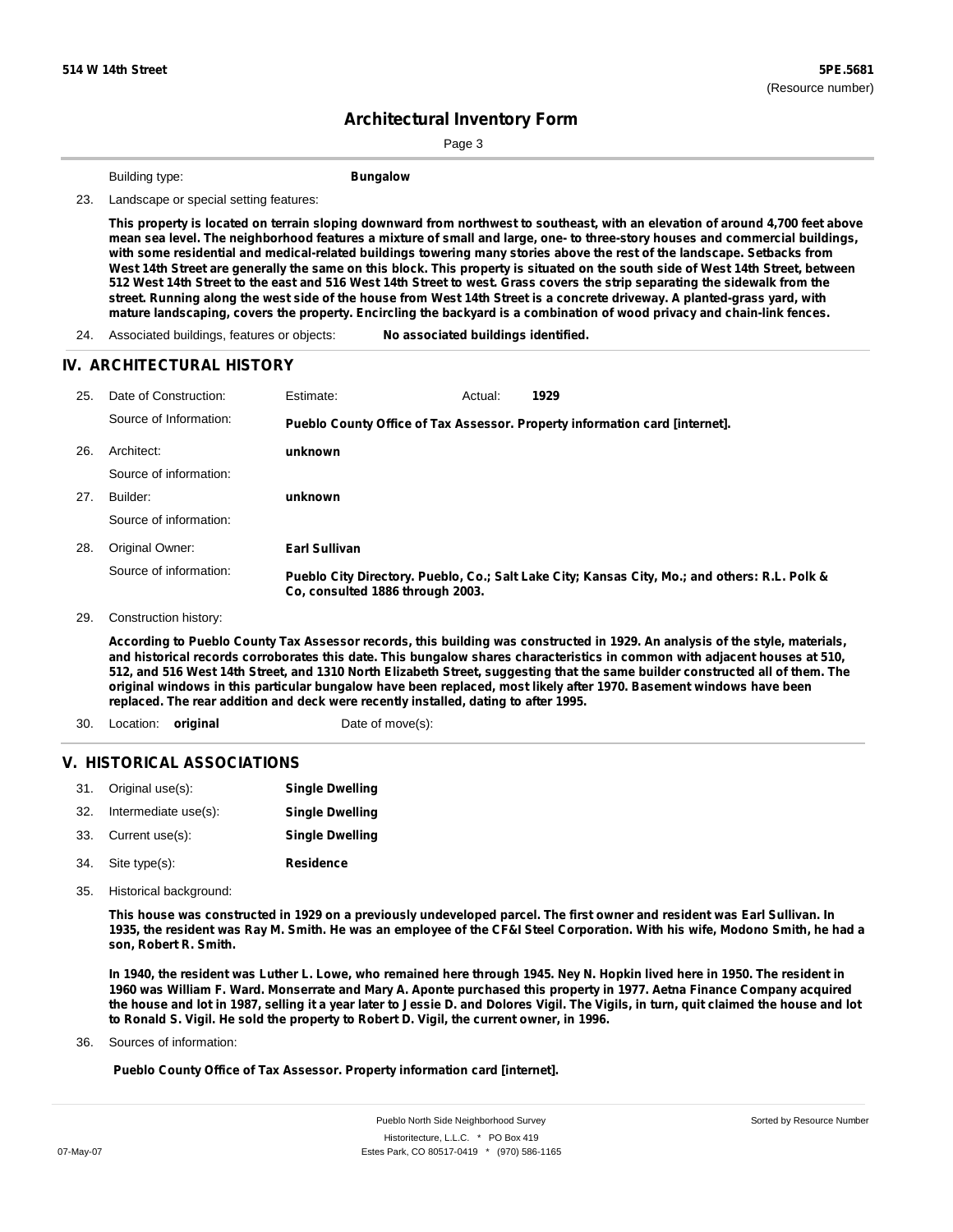Building type: **Bungalow**

23. Landscape or special setting features:

**This property is located on terrain sloping downward from northwest to southeast, with an elevation of around 4,700 feet above mean sea level. The neighborhood features a mixture of small and large, one- to three-story houses and commercial buildings, with some residential and medical-related buildings towering many stories above the rest of the landscape. Setbacks from West 14th Street are generally the same on this block. This property is situated on the south side of West 14th Street, between 512 West 14th Street to the east and 516 West 14th Street to west. Grass covers the strip separating the sidewalk from the street. Running along the west side of the house from West 14th Street is a concrete driveway. A planted-grass yard, with mature landscaping, covers the property. Encircling the backyard is a combination of wood privacy and chain-link fences.**

24. Associated buildings, features or objects: **No associated buildings identified.**

## IV. ARCHITECTURAL HISTORY

25. Date of Construction: Estimate: Actual: **1929**

Source of Information: **Pueblo County Office of Tax Assessor. Property information card [internet].**

26. Architect: **unknown**

Source of information:

27. Builder: **unknown**

Source of information:

28. Original Owner: **Earl Sullivan**

Source of information: **Pueblo City Directory. Pueblo, Co.; Salt Lake City; Kansas City, Mo.; and others: R.L. Polk & Co, consulted 1886 through 2003.**

29. Construction history:

**According to Pueblo County Tax Assessor records, this building was constructed in 1929. An analysis of the style, materials, and historical records corroborates this date. This bungalow shares characteristics in common with adjacent houses at 510, 512, and 516 West 14th Street, and 1310 North Elizabeth Street, suggesting that the same builder constructed all of them. The original windows in this particular bungalow have been replaced, most likely after 1970. Basement windows have been replaced. The rear addition and deck were recently installed, dating to after 1995.**

30. Location: **original** Date of move(s):

## V. HISTORICAL ASSOCIATIONS

31. Original use(s): **Single Dwelling**
32. Intermediate use(s): **Single Dwelling**
33. Current use(s): **Single Dwelling**
34. Site type(s): **Residence**

35. Historical background:

**This house was constructed in 1929 on a previously undeveloped parcel. The first owner and resident was Earl Sullivan. In 1935, the resident was Ray M. Smith. He was an employee of the CF&I Steel Corporation. With his wife, Modono Smith, he had a son, Robert R. Smith.**

**In 1940, the resident was Luther L. Lowe, who remained here through 1945. Ney N. Hopkin lived here in 1950. The resident in 1960 was William F. Ward. Monserrate and Mary A. Aponte purchased this property in 1977. Aetna Finance Company acquired the house and lot in 1987, selling it a year later to Jessie D. and Dolores Vigil. The Vigils, in turn, quit claimed the house and lot to Ronald S. Vigil. He sold the property to Robert D. Vigil, the current owner, in 1996.**

36. Sources of information:

**Pueblo County Office of Tax Assessor. Property information card [internet].**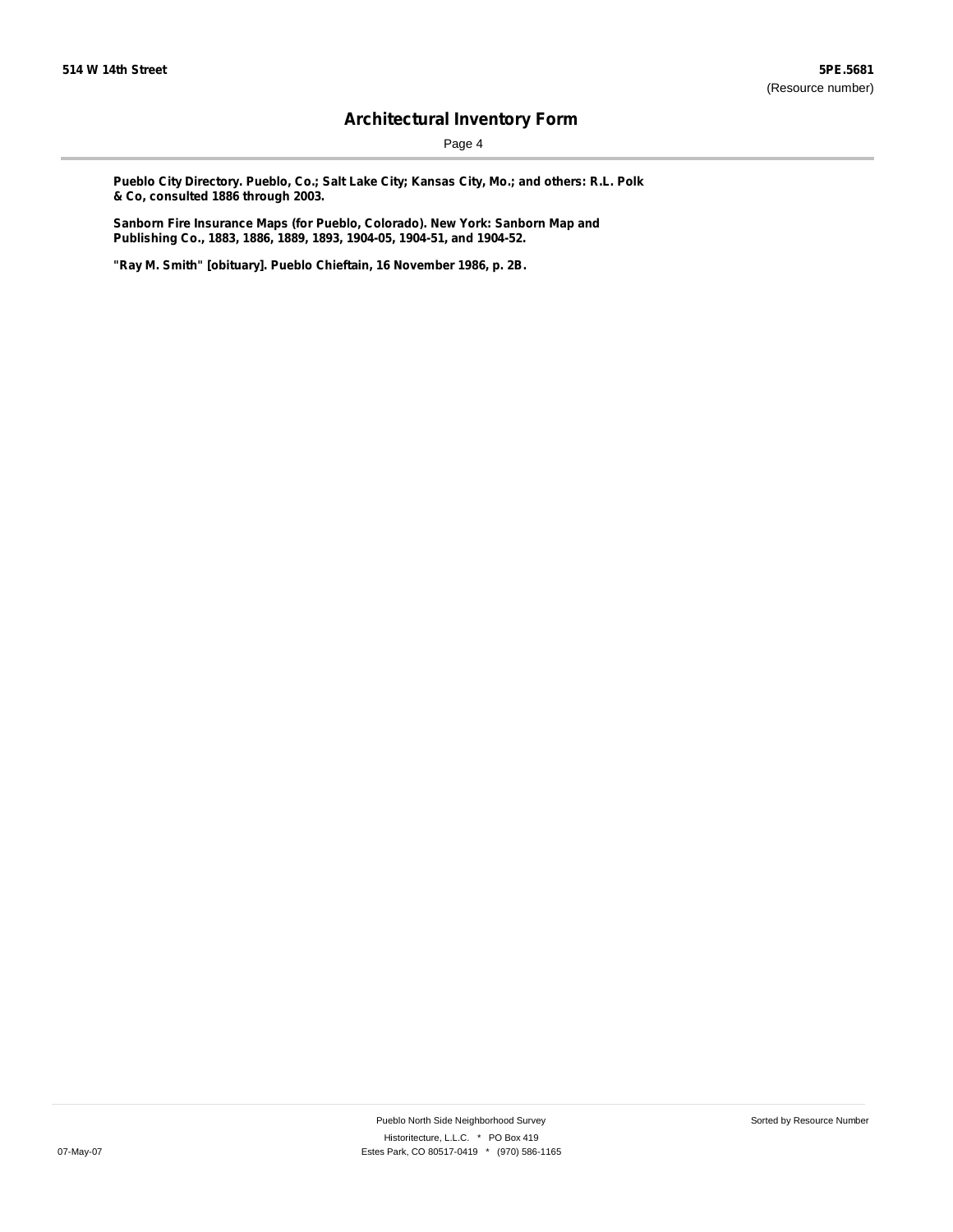**Pueblo City Directory. Pueblo, Co.; Salt Lake City; Kansas City, Mo.; and others: R.L. Polk & Co, consulted 1886 through 2003.**

**Sanborn Fire Insurance Maps (for Pueblo, Colorado). New York: Sanborn Map and Publishing Co., 1883, 1886, 1889, 1893, 1904-05, 1904-51, and 1904-52.**

**"Ray M. Smith" [obituary]. Pueblo Chieftain, 16 November 1986, p. 2B.**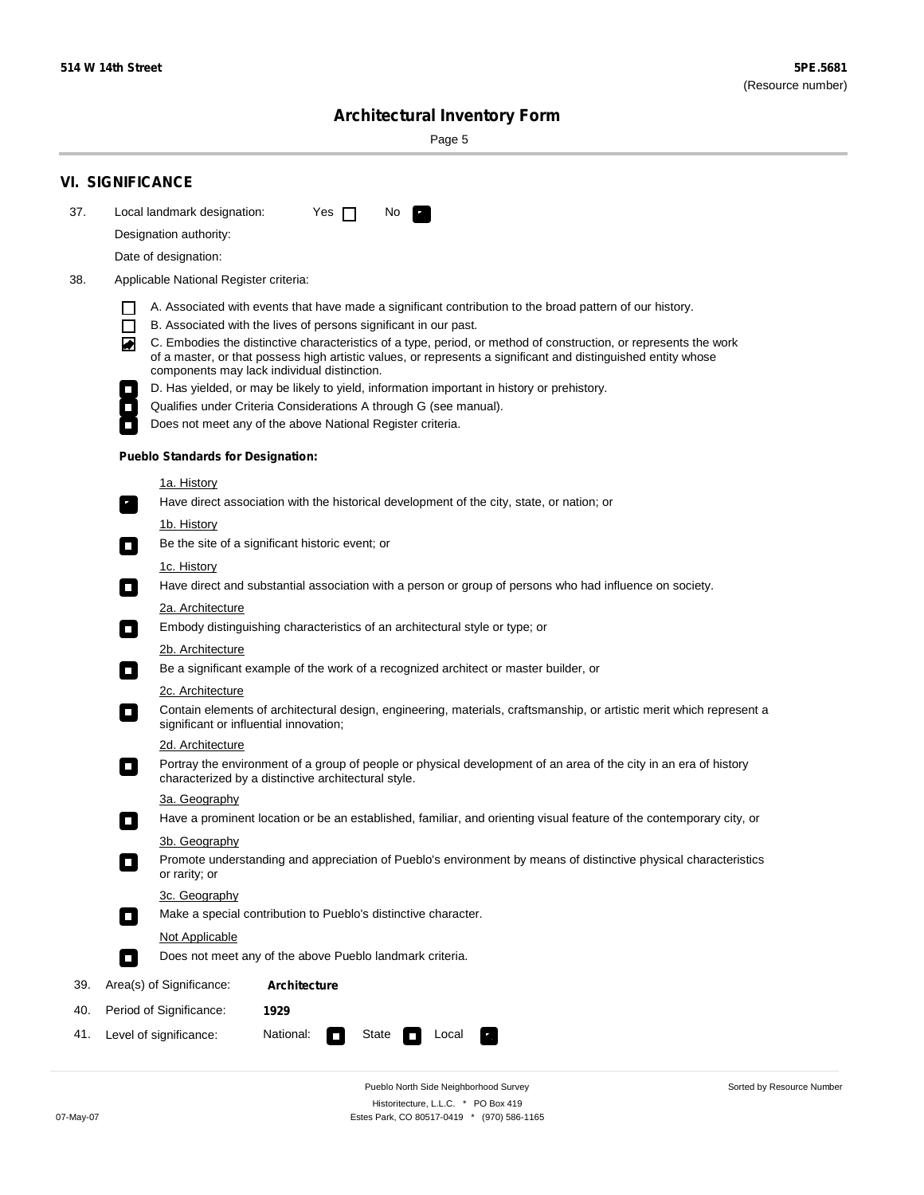## VI. SIGNIFICANCE

37. Local landmark designation: Yes ☐ No ☑

    Designation authority:

    Date of designation:

38. Applicable National Register criteria:

    ☐ A. Associated with events that have made a significant contribution to the broad pattern of our history.

    ☐ B. Associated with the lives of persons significant in our past.

    ☑ C. Embodies the distinctive characteristics of a type, period, or method of construction, or represents the work of a master, or that possess high artistic values, or represents a significant and distinguished entity whose components may lack individual distinction.

    ☐ D. Has yielded, or may be likely to yield, information important in history or prehistory.

    ☐ Qualifies under Criteria Considerations A through G (see manual).

    ☐ Does not meet any of the above National Register criteria.

    **Pueblo Standards for Designation:**

    1a. History

    ☑ Have direct association with the historical development of the city, state, or nation; or

    1b. History

    ☐ Be the site of a significant historic event; or

    1c. History

    ☐ Have direct and substantial association with a person or group of persons who had influence on society.

    2a. Architecture

    ☐ Embody distinguishing characteristics of an architectural style or type; or

    2b. Architecture

    ☐ Be a significant example of the work of a recognized architect or master builder, or

    2c. Architecture

    ☐ Contain elements of architectural design, engineering, materials, craftsmanship, or artistic merit which represent a significant or influential innovation;

    2d. Architecture

    ☐ Portray the environment of a group of people or physical development of an area of the city in an era of history characterized by a distinctive architectural style.

    3a. Geography

    ☐ Have a prominent location or be an established, familiar, and orienting visual feature of the contemporary city, or

    3b. Geography

    ☐ Promote understanding and appreciation of Pueblo's environment by means of distinctive physical characteristics or rarity; or

    3c. Geography

    ☐ Make a special contribution to Pueblo's distinctive character.

    Not Applicable

    ☐ Does not meet any of the above Pueblo landmark criteria.

39. Area(s) of Significance: **Architecture**

40. Period of Significance: **1929**

41. Level of significance: National: ☐ State ☐ Local ☑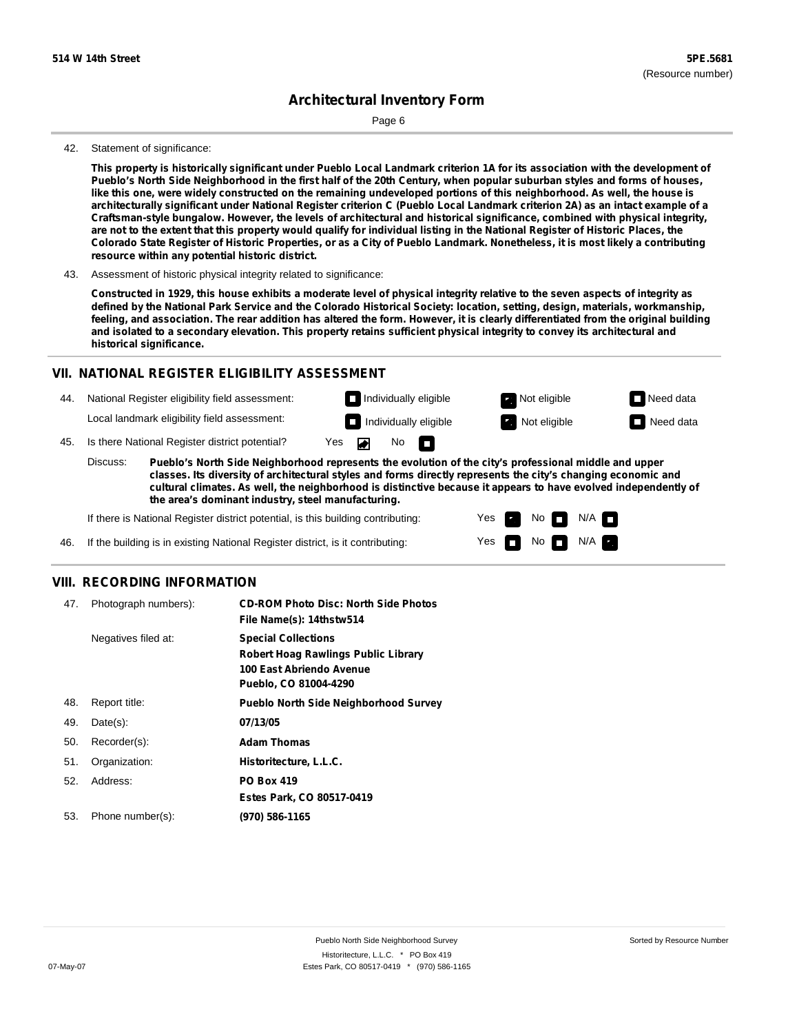## Architectural Inventory Form

42. Statement of significance:

**This property is historically significant under Pueblo Local Landmark criterion 1A for its association with the development of Pueblo's North Side Neighborhood in the first half of the 20th Century, when popular suburban styles and forms of houses, like this one, were widely constructed on the remaining undeveloped portions of this neighborhood. As well, the house is architecturally significant under National Register criterion C (Pueblo Local Landmark criterion 2A) as an intact example of a Craftsman-style bungalow. However, the levels of architectural and historical significance, combined with physical integrity, are not to the extent that this property would qualify for individual listing in the National Register of Historic Places, the Colorado State Register of Historic Properties, or as a City of Pueblo Landmark. Nonetheless, it is most likely a contributing resource within any potential historic district.**

43. Assessment of historic physical integrity related to significance:

**Constructed in 1929, this house exhibits a moderate level of physical integrity relative to the seven aspects of integrity as defined by the National Park Service and the Colorado Historical Society: location, setting, design, materials, workmanship, feeling, and association. The rear addition has altered the form. However, it is clearly differentiated from the original building and isolated to a secondary elevation. This property retains sufficient physical integrity to convey its architectural and historical significance.**

## VII. NATIONAL REGISTER ELIGIBILITY ASSESSMENT

44. National Register eligibility field assessment: ☐ Individually eligible ☑ Not eligible ☐ Need data

Local landmark eligibility field assessment: ☐ Individually eligible ☑ Not eligible ☐ Need data

45. Is there National Register district potential? Yes ☑ No ☐

Discuss: **Pueblo's North Side Neighborhood represents the evolution of the city's professional middle and upper classes. Its diversity of architectural styles and forms directly represents the city's changing economic and cultural climates. As well, the neighborhood is distinctive because it appears to have evolved independently of the area's dominant industry, steel manufacturing.**

If there is National Register district potential, is this building contributing: Yes ☑ No ☐ N/A ☐

46. If the building is in existing National Register district, is it contributing: Yes ☐ No ☐ N/A ☑

## VIII. RECORDING INFORMATION

47. Photograph numbers): **CD-ROM Photo Disc: North Side Photos**
**File Name(s): 14thstw514**

Negatives filed at: **Special Collections**
**Robert Hoag Rawlings Public Library**
**100 East Abriendo Avenue**
**Pueblo, CO 81004-4290**

48. Report title: **Pueblo North Side Neighborhood Survey**

49. Date(s): **07/13/05**

50. Recorder(s): **Adam Thomas**

51. Organization: **Historitecture, L.L.C.**

52. Address: **PO Box 419**
**Estes Park, CO 80517-0419**

53. Phone number(s): **(970) 586-1165**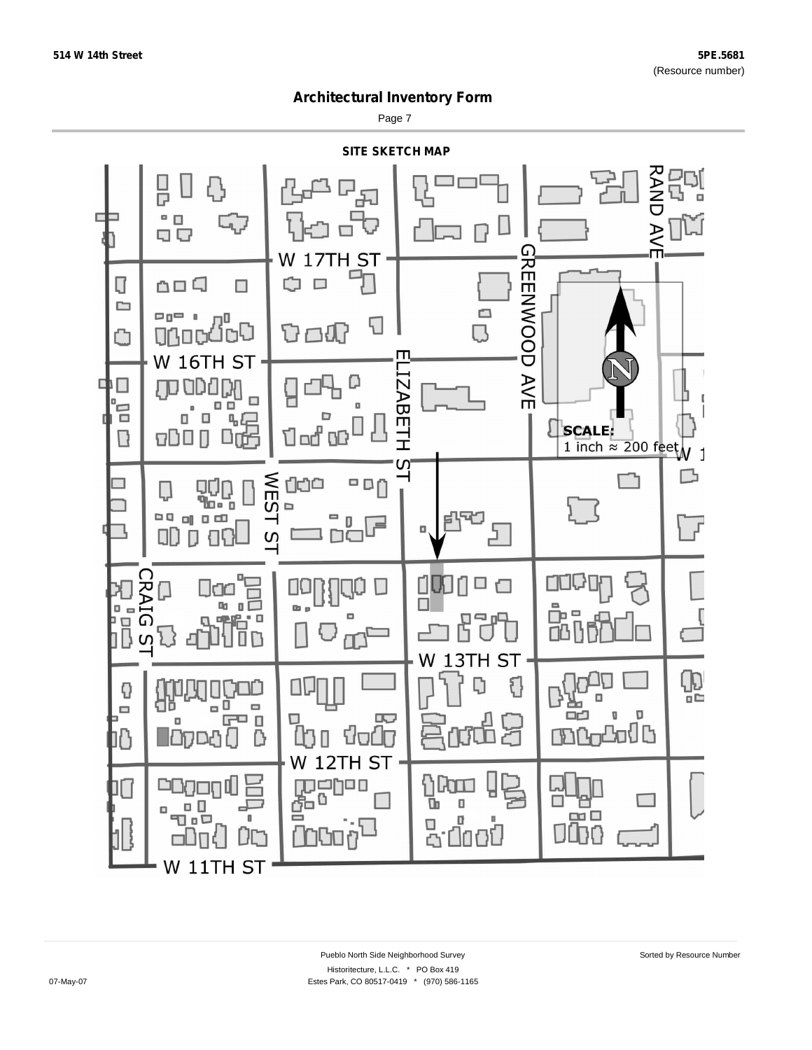514 W 14th Street

5PE.5681
(Resource number)

## Architectural Inventory Form

### SITE SKETCH MAP

W 17TH ST

RAND AVE

GREENWOOD AVE

W 16TH ST

ELIZABETH ST

SCALE:
1 inch ≈ 200 feet

WEST ST

CRAIG ST

W 13TH ST

W 12TH ST

W 11TH ST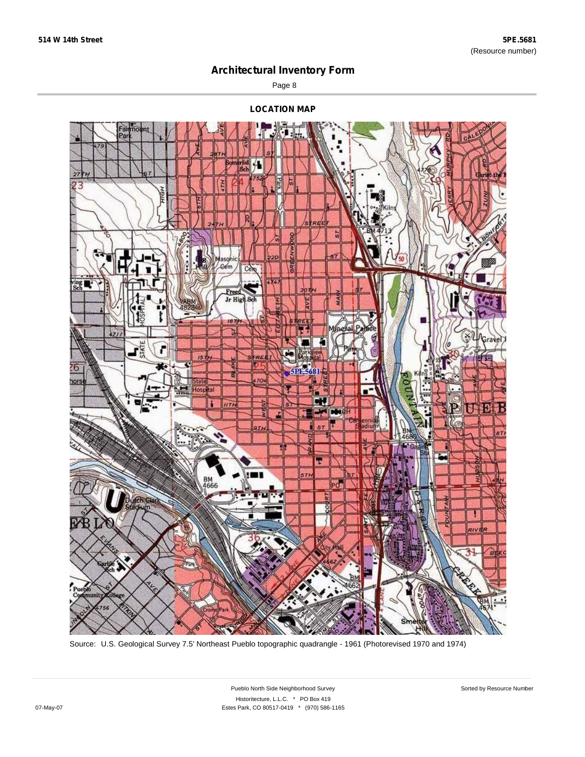## LOCATION MAP

Source: U.S. Geological Survey 7.5' Northeast Pueblo topographic quadrangle - 1961 (Photorevised 1970 and 1974)